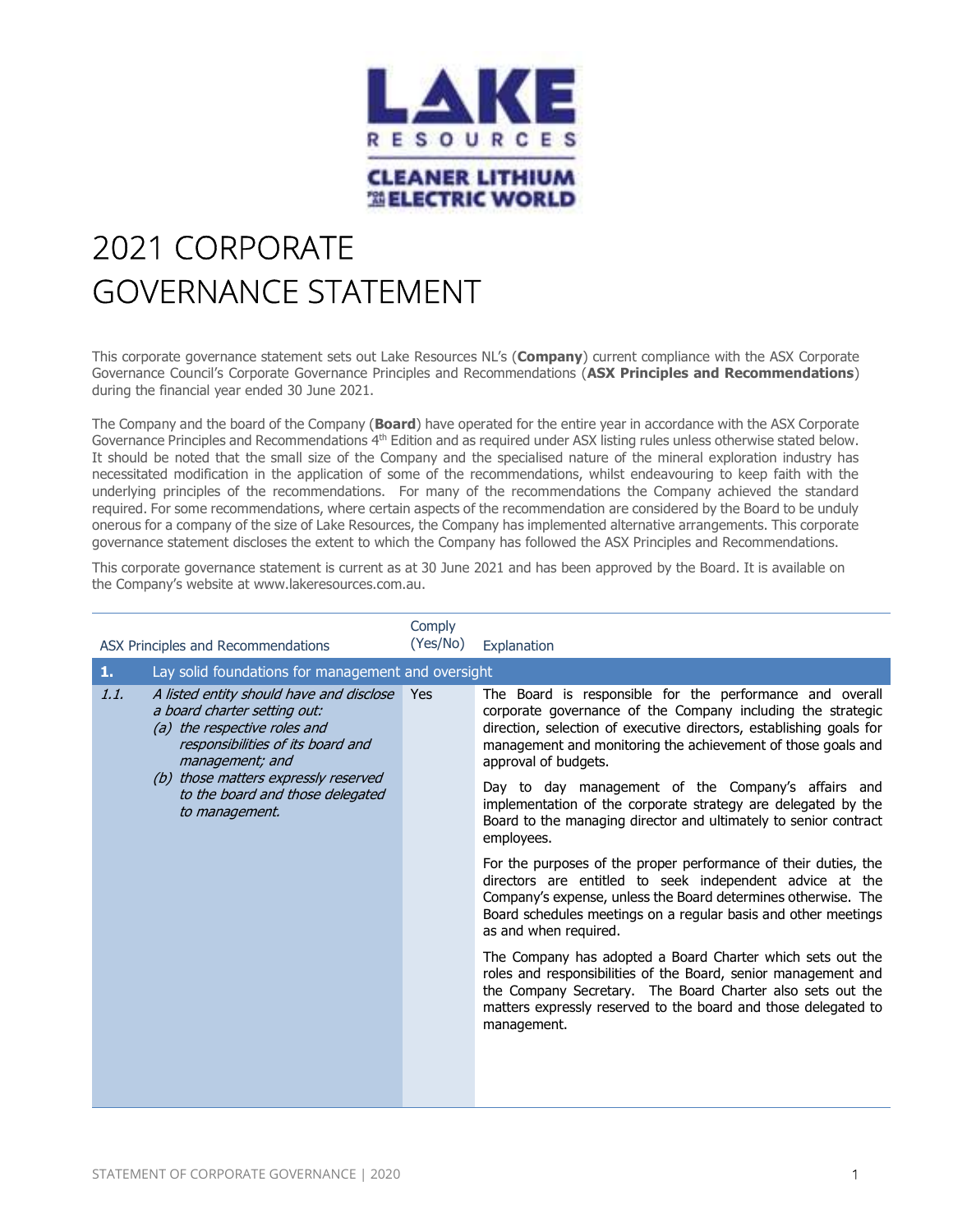# 2021 CORPORATE GOVERNANCE STATEMENT

This corporate governance statement sets out Lake Resources NL's (**Company**) current compliance with the ASX Corporate Governance Council's Corporate Governance Principles and Recommendations (**ASX Principles and Recommendations**) during the financial year ended 30 June 2021.

The Company and the board of the Company (**Board**) have operated for the entire year in accordance with the ASX Corporate Governance Principles and Recommendations 4th Edition and as required under ASX listing rules unless otherwise stated below. It should be noted that the small size of the Company and the specialised nature of the mineral exploration industry has necessitated modification in the application of some of the recommendations, whilst endeavouring to keep faith with the underlying principles of the recommendations. For many of the recommendations the Company achieved the standard required. For some recommendations, where certain aspects of the recommendation are considered by the Board to be unduly onerous for a company of the size of Lake Resources, the Company has implemented alternative arrangements. This corporate governance statement discloses the extent to which the Company has followed the ASX Principles and Recommendations.

This corporate governance statement is current as at 30 June 2021 and has been approved by the Board. It is available on the Company's website at www.lakeresources.com.au.

| ASX Principles and Recommendations | | Comply (Yes/No) | Explanation |
|---|---|---|---|
| **1.** | Lay solid foundations for management and oversight | | |
| *1.1.* | *A listed entity should have and disclose a board charter setting out:*<br>*(a) the respective roles and responsibilities of its board and management; and*<br>*(b) those matters expressly reserved to the board and those delegated to management.* | Yes | The Board is responsible for the performance and overall corporate governance of the Company including the strategic direction, selection of executive directors, establishing goals for management and monitoring the achievement of those goals and approval of budgets.<br><br>Day to day management of the Company's affairs and implementation of the corporate strategy are delegated by the Board to the managing director and ultimately to senior contract employees.<br><br>For the purposes of the proper performance of their duties, the directors are entitled to seek independent advice at the Company's expense, unless the Board determines otherwise. The Board schedules meetings on a regular basis and other meetings as and when required.<br><br>The Company has adopted a Board Charter which sets out the roles and responsibilities of the Board, senior management and the Company Secretary. The Board Charter also sets out the matters expressly reserved to the board and those delegated to management. |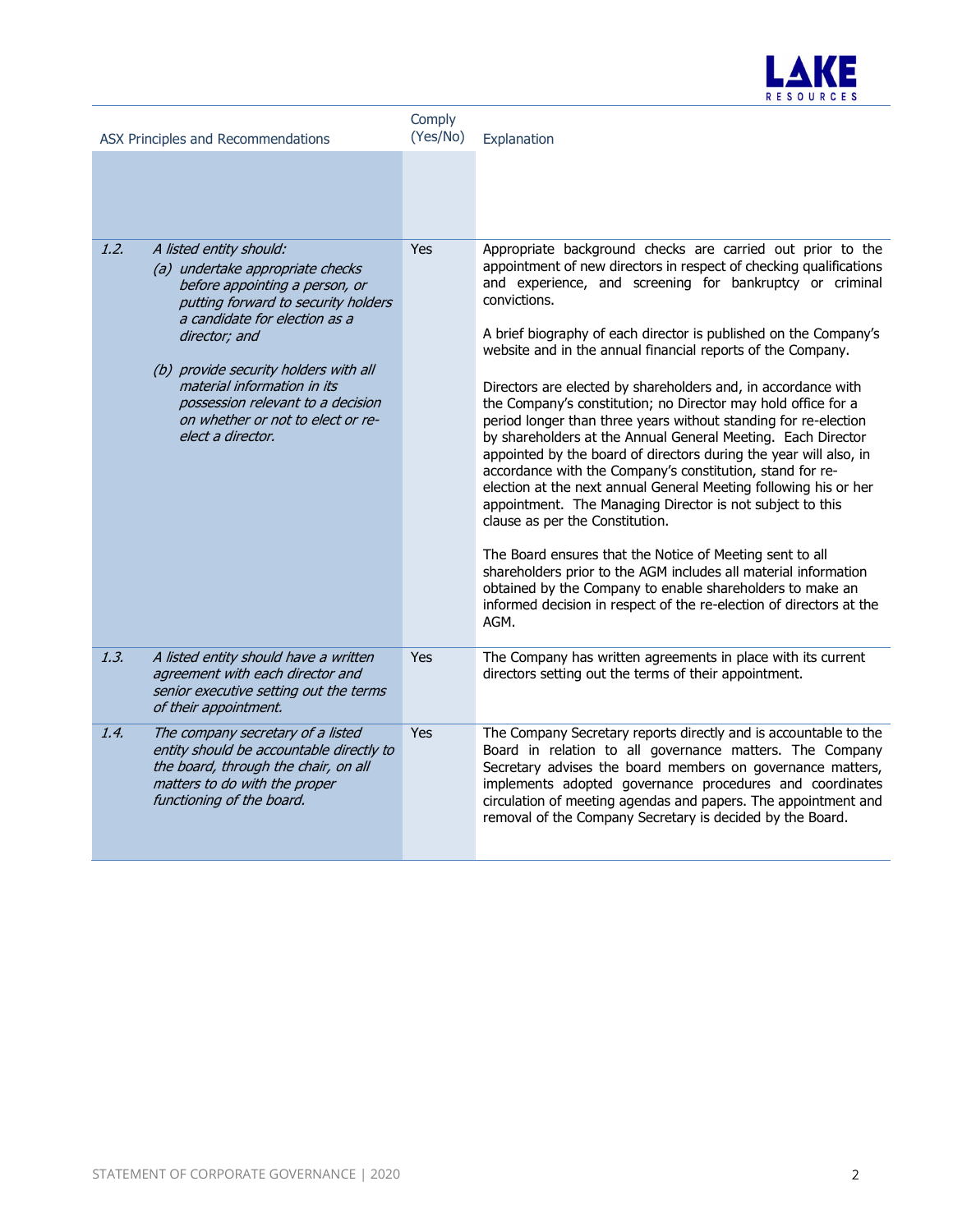| ASX Principles and Recommendations | | Comply (Yes/No) | Explanation |
|---|---|---|---|
| *1.2.* | *A listed entity should:*<br>*(a) undertake appropriate checks before appointing a person, or putting forward to security holders a candidate for election as a director; and*<br>*(b) provide security holders with all material information in its possession relevant to a decision on whether or not to elect or re-elect a director.* | Yes | Appropriate background checks are carried out prior to the appointment of new directors in respect of checking qualifications and experience, and screening for bankruptcy or criminal convictions.<br><br>A brief biography of each director is published on the Company's website and in the annual financial reports of the Company.<br><br>Directors are elected by shareholders and, in accordance with the Company's constitution; no Director may hold office for a period longer than three years without standing for re-election by shareholders at the Annual General Meeting. Each Director appointed by the board of directors during the year will also, in accordance with the Company's constitution, stand for re-election at the next annual General Meeting following his or her appointment. The Managing Director is not subject to this clause as per the Constitution.<br><br>The Board ensures that the Notice of Meeting sent to all shareholders prior to the AGM includes all material information obtained by the Company to enable shareholders to make an informed decision in respect of the re-election of directors at the AGM. |
| *1.3.* | *A listed entity should have a written agreement with each director and senior executive setting out the terms of their appointment.* | Yes | The Company has written agreements in place with its current directors setting out the terms of their appointment. |
| *1.4.* | *The company secretary of a listed entity should be accountable directly to the board, through the chair, on all matters to do with the proper functioning of the board.* | Yes | The Company Secretary reports directly and is accountable to the Board in relation to all governance matters. The Company Secretary advises the board members on governance matters, implements adopted governance procedures and coordinates circulation of meeting agendas and papers. The appointment and removal of the Company Secretary is decided by the Board. |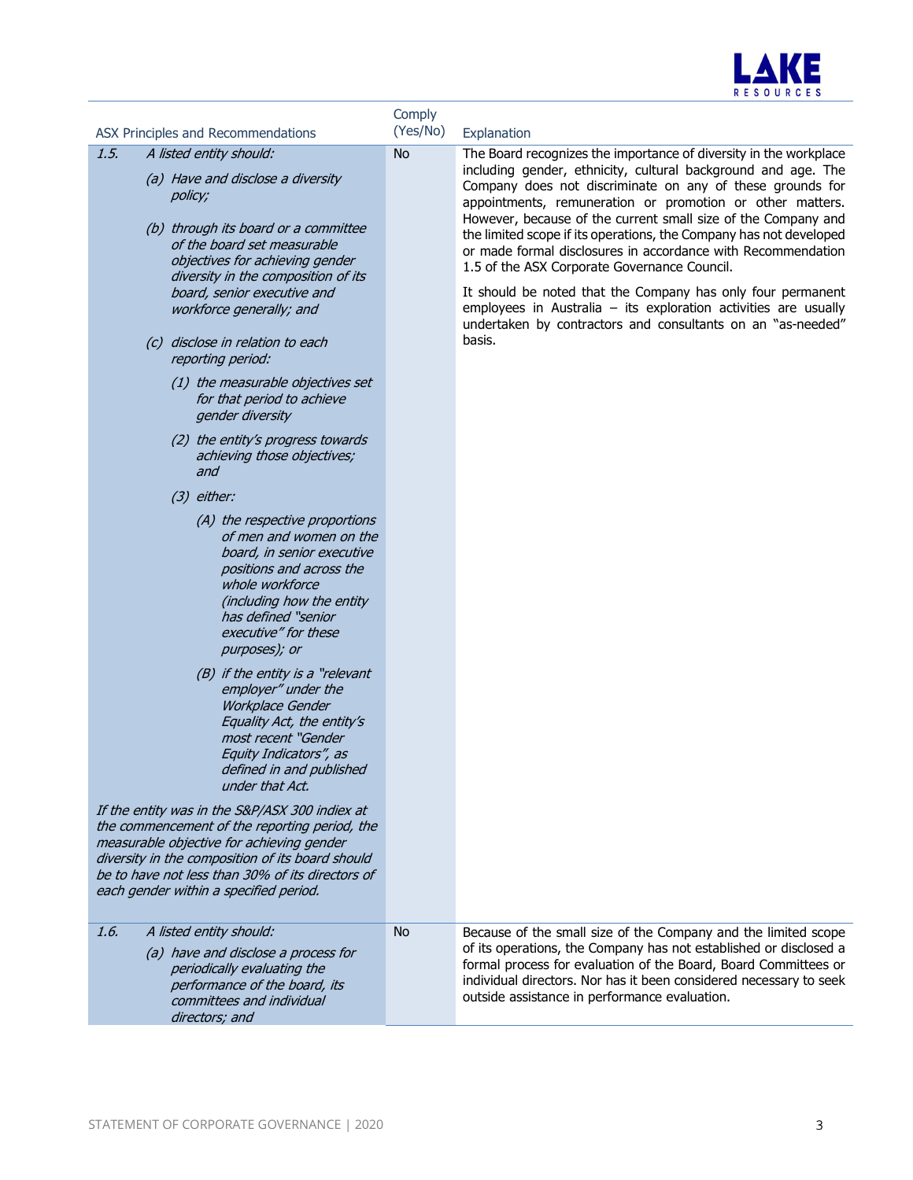| ASX Principles and Recommendations | Comply (Yes/No) | Explanation |
|---|---|---|
| *1.5. A listed entity should:*<br>*(a) Have and disclose a diversity policy;*<br>*(b) through its board or a committee of the board set measurable objectives for achieving gender diversity in the composition of its board, senior executive and workforce generally; and*<br>*(c) disclose in relation to each reporting period:*<br>*(1) the measurable objectives set for that period to achieve gender diversity*<br>*(2) the entity's progress towards achieving those objectives; and*<br>*(3) either:*<br>*(A) the respective proportions of men and women on the board, in senior executive positions and across the whole workforce (including how the entity has defined "senior executive" for these purposes); or*<br>*(B) if the entity is a "relevant employer" under the Workplace Gender Equality Act, the entity's most recent "Gender Equity Indicators", as defined in and published under that Act.*<br>*If the entity was in the S&P/ASX 300 indiex at the commencement of the reporting period, the measurable objective for achieving gender diversity in the composition of its board should be to have not less than 30% of its directors of each gender within a specified period.* | No | The Board recognizes the importance of diversity in the workplace including gender, ethnicity, cultural background and age. The Company does not discriminate on any of these grounds for appointments, remuneration or promotion or other matters. However, because of the current small size of the Company and the limited scope if its operations, the Company has not developed or made formal disclosures in accordance with Recommendation 1.5 of the ASX Corporate Governance Council.<br><br>It should be noted that the Company has only four permanent employees in Australia – its exploration activities are usually undertaken by contractors and consultants on an "as-needed" basis. |
| *1.6. A listed entity should:*<br>*(a) have and disclose a process for periodically evaluating the performance of the board, its committees and individual directors; and* | No | Because of the small size of the Company and the limited scope of its operations, the Company has not established or disclosed a formal process for evaluation of the Board, Board Committees or individual directors. Nor has it been considered necessary to seek outside assistance in performance evaluation. |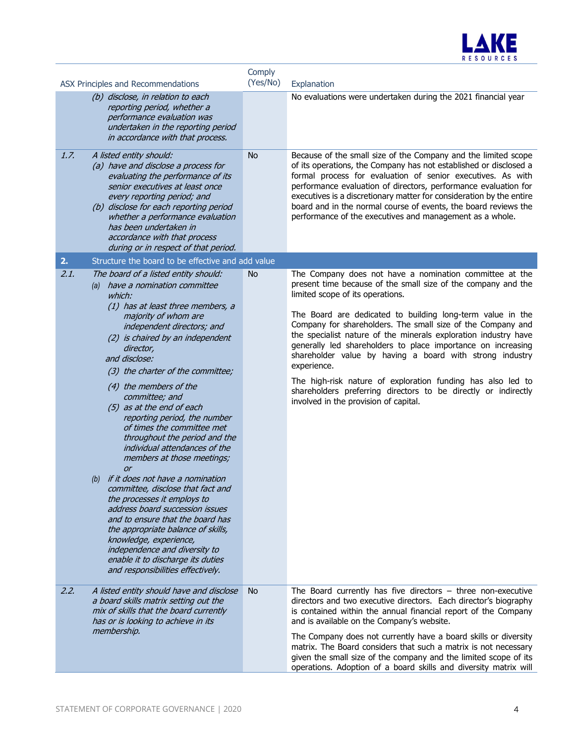| ASX Principles and Recommendations | | Comply (Yes/No) | Explanation |
|---|---|---|---|
| | *(b) disclose, in relation to each reporting period, whether a performance evaluation was undertaken in the reporting period in accordance with that process.* | | No evaluations were undertaken during the 2021 financial year |
| *1.7.* | *A listed entity should:* <br> *(a) have and disclose a process for evaluating the performance of its senior executives at least once every reporting period; and* <br> *(b) disclose for each reporting period whether a performance evaluation has been undertaken in accordance with that process during or in respect of that period.* | No | Because of the small size of the Company and the limited scope of its operations, the Company has not established or disclosed a formal process for evaluation of senior executives. As with performance evaluation of directors, performance evaluation for executives is a discretionary matter for consideration by the entire board and in the normal course of events, the board reviews the performance of the executives and management as a whole. |
| **2.** | **Structure the board to be effective and add value** | | |
| *2.1.* | *The board of a listed entity should:* <br> *(a) have a nomination committee which:* <br> *(1) has at least three members, a majority of whom are independent directors; and* <br> *(2) is chaired by an independent director,* <br> *and disclose:* <br> *(3) the charter of the committee;* <br> *(4) the members of the committee; and* <br> *(5) as at the end of each reporting period, the number of times the committee met throughout the period and the individual attendances of the members at those meetings; or* <br> *(b) if it does not have a nomination committee, disclose that fact and the processes it employs to address board succession issues and to ensure that the board has the appropriate balance of skills, knowledge, experience, independence and diversity to enable it to discharge its duties and responsibilities effectively.* | No | The Company does not have a nomination committee at the present time because of the small size of the company and the limited scope of its operations. <br><br> The Board are dedicated to building long-term value in the Company for shareholders. The small size of the Company and the specialist nature of the minerals exploration industry have generally led shareholders to place importance on increasing shareholder value by having a board with strong industry experience. <br><br> The high-risk nature of exploration funding has also led to shareholders preferring directors to be directly or indirectly involved in the provision of capital. |
| *2.2.* | *A listed entity should have and disclose a board skills matrix setting out the mix of skills that the board currently has or is looking to achieve in its membership.* | No | The Board currently has five directors – three non-executive directors and two executive directors. Each director's biography is contained within the annual financial report of the Company and is available on the Company's website. <br><br> The Company does not currently have a board skills or diversity matrix. The Board considers that such a matrix is not necessary given the small size of the company and the limited scope of its operations. Adoption of a board skills and diversity matrix will |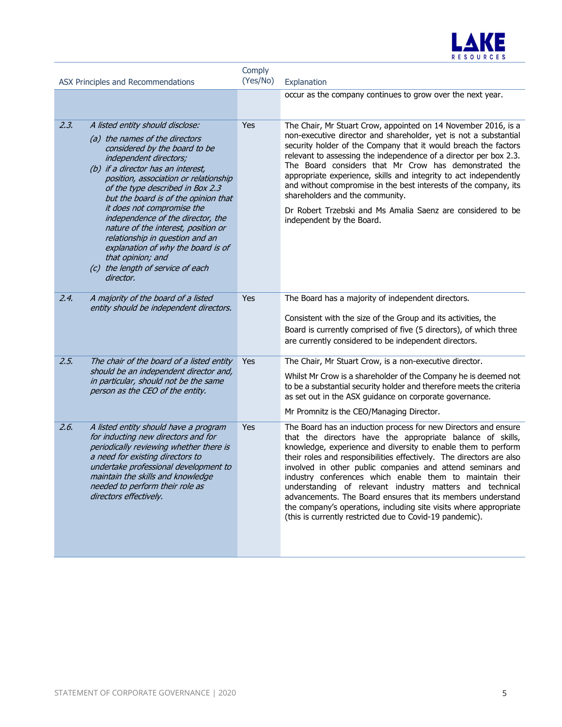| ASX Principles and Recommendations | | Comply (Yes/No) | Explanation |
|---|---|---|---|
| | | | occur as the company continues to grow over the next year. |
| 2.3. | *A listed entity should disclose:*<br>*(a) the names of the directors considered by the board to be independent directors;*<br>*(b) if a director has an interest, position, association or relationship of the type described in Box 2.3 but the board is of the opinion that it does not compromise the independence of the director, the nature of the interest, position or relationship in question and an explanation of why the board is of that opinion; and*<br>*(c) the length of service of each director.* | Yes | The Chair, Mr Stuart Crow, appointed on 14 November 2016, is a non-executive director and shareholder, yet is not a substantial security holder of the Company that it would breach the factors relevant to assessing the independence of a director per box 2.3. The Board considers that Mr Crow has demonstrated the appropriate experience, skills and integrity to act independently and without compromise in the best interests of the company, its shareholders and the community.<br><br>Dr Robert Trzebski and Ms Amalia Saenz are considered to be independent by the Board. |
| 2.4. | *A majority of the board of a listed entity should be independent directors.* | Yes | The Board has a majority of independent directors.<br><br>Consistent with the size of the Group and its activities, the Board is currently comprised of five (5 directors), of which three are currently considered to be independent directors. |
| 2.5. | *The chair of the board of a listed entity should be an independent director and, in particular, should not be the same person as the CEO of the entity.* | Yes | The Chair, Mr Stuart Crow, is a non-executive director.<br><br>Whilst Mr Crow is a shareholder of the Company he is deemed not to be a substantial security holder and therefore meets the criteria as set out in the ASX guidance on corporate governance.<br><br>Mr Promnitz is the CEO/Managing Director. |
| 2.6. | *A listed entity should have a program for inducting new directors and for periodically reviewing whether there is a need for existing directors to undertake professional development to maintain the skills and knowledge needed to perform their role as directors effectively.* | Yes | The Board has an induction process for new Directors and ensure that the directors have the appropriate balance of skills, knowledge, experience and diversity to enable them to perform their roles and responsibilities effectively. The directors are also involved in other public companies and attend seminars and industry conferences which enable them to maintain their understanding of relevant industry matters and technical advancements. The Board ensures that its members understand the company's operations, including site visits where appropriate (this is currently restricted due to Covid-19 pandemic). |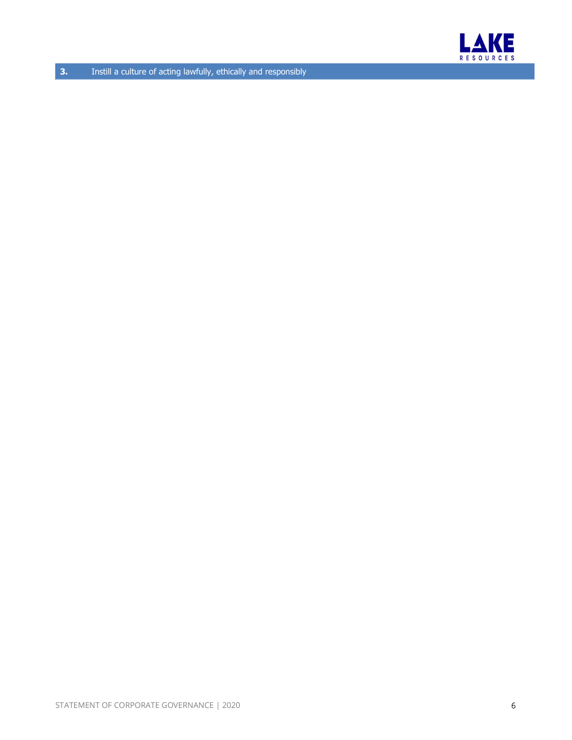## 3. Instill a culture of acting lawfully, ethically and responsibly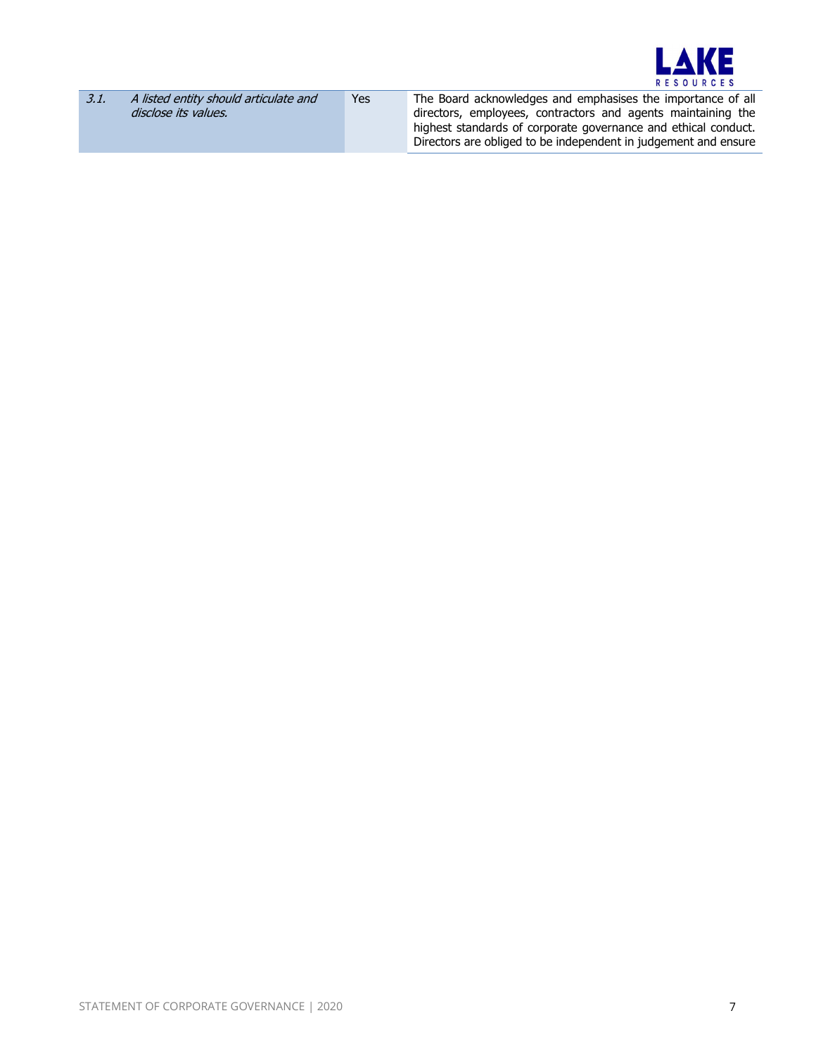| | | | |
|---|---|---|---|
| *3.1.* | *A listed entity should articulate and disclose its values.* | Yes | The Board acknowledges and emphasises the importance of all directors, employees, contractors and agents maintaining the highest standards of corporate governance and ethical conduct. Directors are obliged to be independent in judgement and ensure |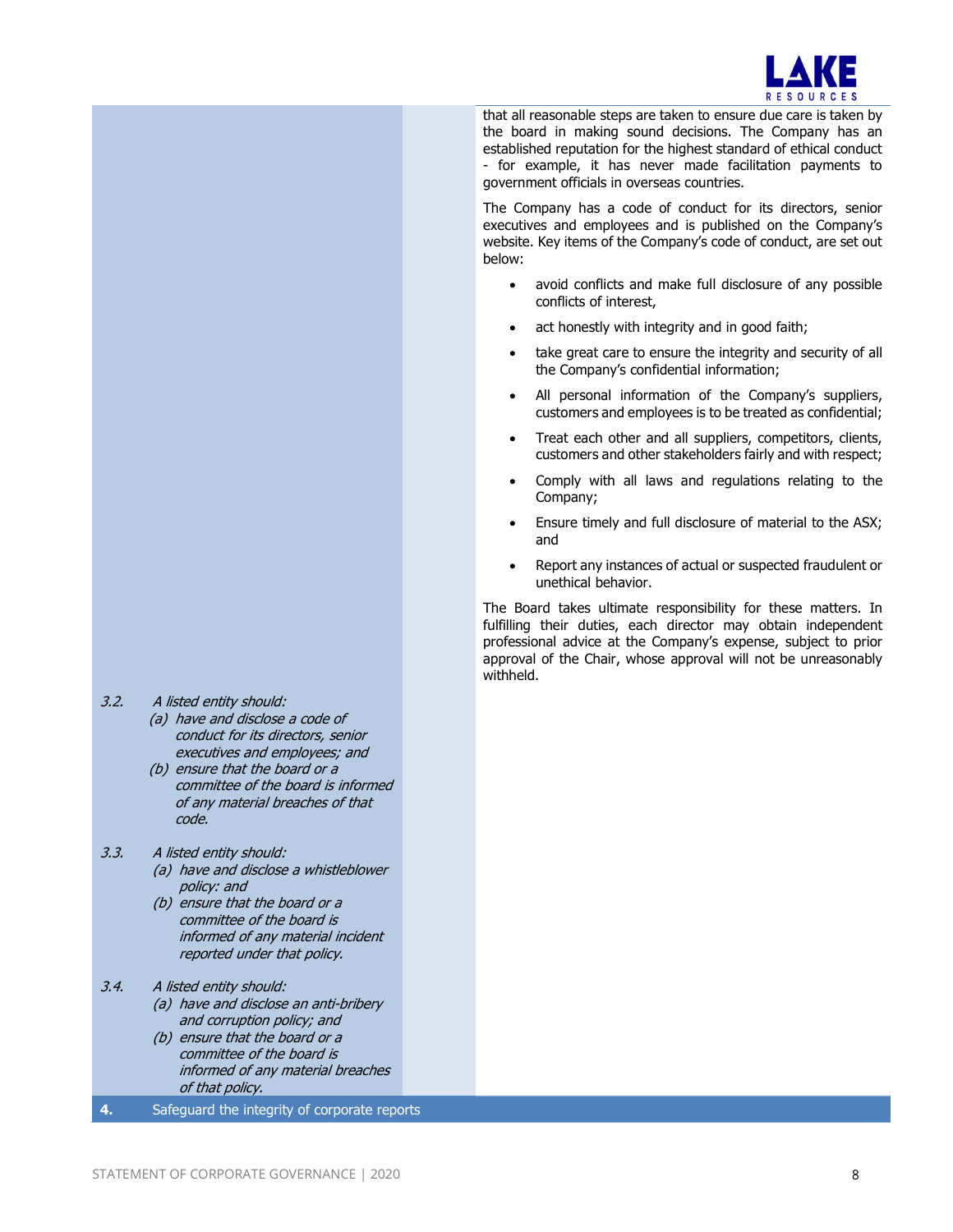that all reasonable steps are taken to ensure due care is taken by the board in making sound decisions. The Company has an established reputation for the highest standard of ethical conduct - for example, it has never made facilitation payments to government officials in overseas countries.

The Company has a code of conduct for its directors, senior executives and employees and is published on the Company's website. Key items of the Company's code of conduct, are set out below:

- avoid conflicts and make full disclosure of any possible conflicts of interest,
- act honestly with integrity and in good faith;
- take great care to ensure the integrity and security of all the Company's confidential information;
- All personal information of the Company's suppliers, customers and employees is to be treated as confidential;
- Treat each other and all suppliers, competitors, clients, customers and other stakeholders fairly and with respect;
- Comply with all laws and regulations relating to the Company;
- Ensure timely and full disclosure of material to the ASX; and
- Report any instances of actual or suspected fraudulent or unethical behavior.

The Board takes ultimate responsibility for these matters. In fulfilling their duties, each director may obtain independent professional advice at the Company's expense, subject to prior approval of the Chair, whose approval will not be unreasonably withheld.

3.2. *A listed entity should:*
*(a) have and disclose a code of conduct for its directors, senior executives and employees; and*
*(b) ensure that the board or a committee of the board is informed of any material breaches of that code.*

3.3. *A listed entity should:*
*(a) have and disclose a whistleblower policy: and*
*(b) ensure that the board or a committee of the board is informed of any material incident reported under that policy.*

3.4. *A listed entity should:*
*(a) have and disclose an anti-bribery and corruption policy; and*
*(b) ensure that the board or a committee of the board is informed of any material breaches of that policy.*

## 4. Safeguard the integrity of corporate reports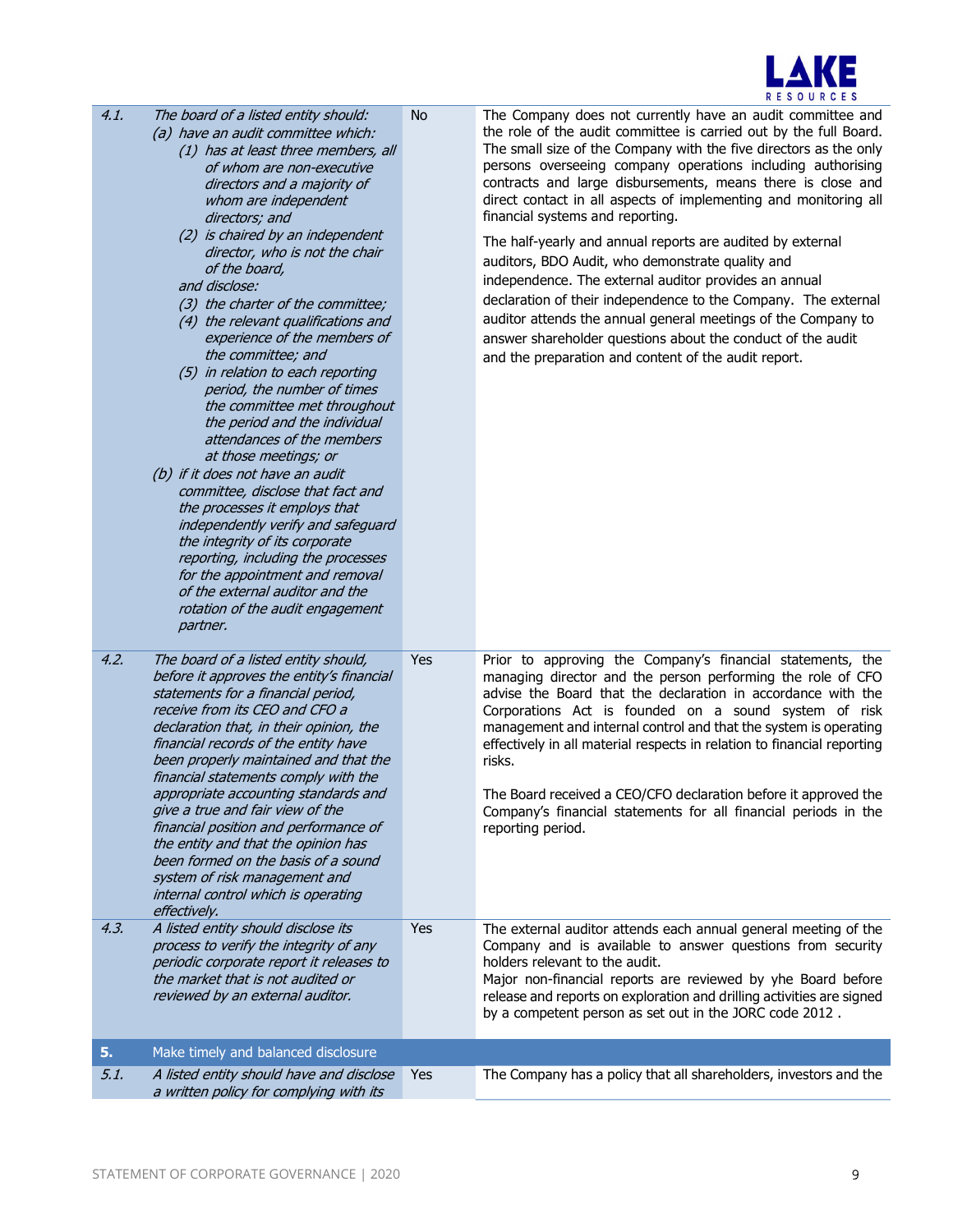| | | | |
|---|---|---|---|
| 4.1. | *The board of a listed entity should:*<br>*(a) have an audit committee which:*<br>*(1) has at least three members, all of whom are non-executive directors and a majority of whom are independent directors; and*<br>*(2) is chaired by an independent director, who is not the chair of the board,*<br>*and disclose:*<br>*(3) the charter of the committee;*<br>*(4) the relevant qualifications and experience of the members of the committee; and*<br>*(5) in relation to each reporting period, the number of times the committee met throughout the period and the individual attendances of the members at those meetings; or*<br>*(b) if it does not have an audit committee, disclose that fact and the processes it employs that independently verify and safeguard the integrity of its corporate reporting, including the processes for the appointment and removal of the external auditor and the rotation of the audit engagement partner.* | No | The Company does not currently have an audit committee and the role of the audit committee is carried out by the full Board. The small size of the Company with the five directors as the only persons overseeing company operations including authorising contracts and large disbursements, means there is close and direct contact in all aspects of implementing and monitoring all financial systems and reporting.<br><br>The half-yearly and annual reports are audited by external auditors, BDO Audit, who demonstrate quality and independence. The external auditor provides an annual declaration of their independence to the Company. The external auditor attends the annual general meetings of the Company to answer shareholder questions about the conduct of the audit and the preparation and content of the audit report. |
| 4.2. | *The board of a listed entity should, before it approves the entity's financial statements for a financial period, receive from its CEO and CFO a declaration that, in their opinion, the financial records of the entity have been properly maintained and that the financial statements comply with the appropriate accounting standards and give a true and fair view of the financial position and performance of the entity and that the opinion has been formed on the basis of a sound system of risk management and internal control which is operating effectively.* | Yes | Prior to approving the Company's financial statements, the managing director and the person performing the role of CFO advise the Board that the declaration in accordance with the Corporations Act is founded on a sound system of risk management and internal control and that the system is operating effectively in all material respects in relation to financial reporting risks.<br><br>The Board received a CEO/CFO declaration before it approved the Company's financial statements for all financial periods in the reporting period. |
| 4.3. | *A listed entity should disclose its process to verify the integrity of any periodic corporate report it releases to the market that is not audited or reviewed by an external auditor.* | Yes | The external auditor attends each annual general meeting of the Company and is available to answer questions from security holders relevant to the audit.<br>Major non-financial reports are reviewed by yhe Board before release and reports on exploration and drilling activities are signed by a competent person as set out in the JORC code 2012 . |
| **5.** | **Make timely and balanced disclosure** | | |
| 5.1. | *A listed entity should have and disclose a written policy for complying with its* | Yes | The Company has a policy that all shareholders, investors and the |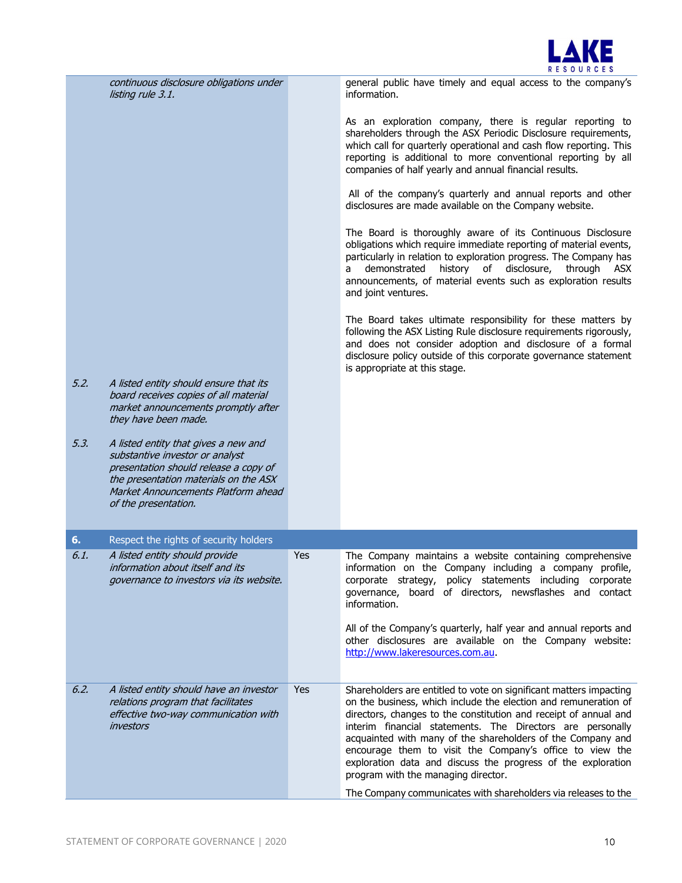| | | | |
|---|---|---|---|
| | *continuous disclosure obligations under listing rule 3.1.* | | general public have timely and equal access to the company's information.<br><br>As an exploration company, there is regular reporting to shareholders through the ASX Periodic Disclosure requirements, which call for quarterly operational and cash flow reporting. This reporting is additional to more conventional reporting by all companies of half yearly and annual financial results.<br><br>All of the company's quarterly and annual reports and other disclosures are made available on the Company website.<br><br>The Board is thoroughly aware of its Continuous Disclosure obligations which require immediate reporting of material events, particularly in relation to exploration progress. The Company has a demonstrated history of disclosure, through ASX announcements, of material events such as exploration results and joint ventures.<br><br>The Board takes ultimate responsibility for these matters by following the ASX Listing Rule disclosure requirements rigorously, and does not consider adoption and disclosure of a formal disclosure policy outside of this corporate governance statement is appropriate at this stage. |
| *5.2.* | *A listed entity should ensure that its board receives copies of all material market announcements promptly after they have been made.* | | |
| *5.3.* | *A listed entity that gives a new and substantive investor or analyst presentation should release a copy of the presentation materials on the ASX Market Announcements Platform ahead of the presentation.* | | |
| **6.** | Respect the rights of security holders | | |
| *6.1.* | *A listed entity should provide information about itself and its governance to investors via its website.* | Yes | The Company maintains a website containing comprehensive information on the Company including a company profile, corporate strategy, policy statements including corporate governance, board of directors, newsflashes and contact information.<br><br>All of the Company's quarterly, half year and annual reports and other disclosures are available on the Company website: http://www.lakeresources.com.au. |
| *6.2.* | *A listed entity should have an investor relations program that facilitates effective two-way communication with investors* | Yes | Shareholders are entitled to vote on significant matters impacting on the business, which include the election and remuneration of directors, changes to the constitution and receipt of annual and interim financial statements. The Directors are personally acquainted with many of the shareholders of the Company and encourage them to visit the Company's office to view the exploration data and discuss the progress of the exploration program with the managing director.<br><br>The Company communicates with shareholders via releases to the |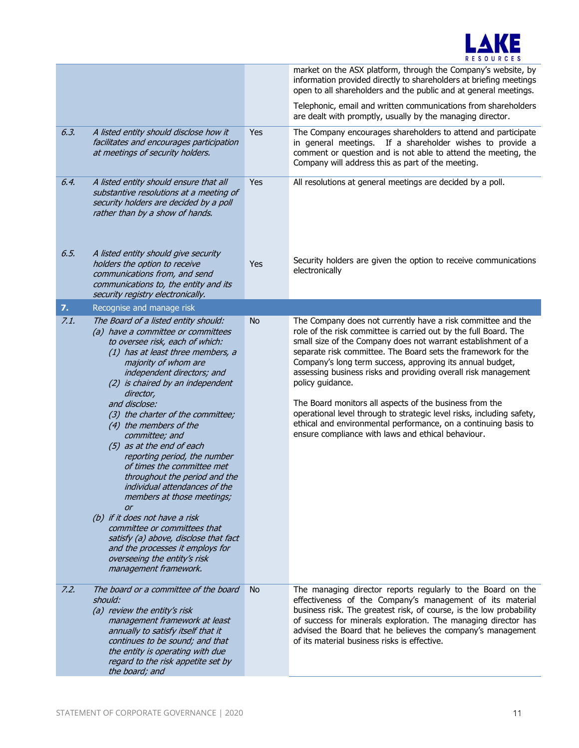| | | | |
|---|---|---|---|
| | | | market on the ASX platform, through the Company's website, by information provided directly to shareholders at briefing meetings open to all shareholders and the public and at general meetings.<br><br>Telephonic, email and written communications from shareholders are dealt with promptly, usually by the managing director. |
| 6.3. | *A listed entity should disclose how it facilitates and encourages participation at meetings of security holders.* | Yes | The Company encourages shareholders to attend and participate in general meetings. If a shareholder wishes to provide a comment or question and is not able to attend the meeting, the Company will address this as part of the meeting. |
| 6.4. | *A listed entity should ensure that all substantive resolutions at a meeting of security holders are decided by a poll rather than by a show of hands.* | Yes | All resolutions at general meetings are decided by a poll. |
| 6.5. | *A listed entity should give security holders the option to receive communications from, and send communications to, the entity and its security registry electronically.* | Yes | Security holders are given the option to receive communications electronically |
| **7.** | **Recognise and manage risk** | | |
| 7.1. | *The Board of a listed entity should:*<br>*(a) have a committee or committees to oversee risk, each of which:*<br>*(1) has at least three members, a majority of whom are independent directors; and*<br>*(2) is chaired by an independent director,*<br>*and disclose:*<br>*(3) the charter of the committee;*<br>*(4) the members of the committee; and*<br>*(5) as at the end of each reporting period, the number of times the committee met throughout the period and the individual attendances of the members at those meetings;*<br>*or*<br>*(b) if it does not have a risk committee or committees that satisfy (a) above, disclose that fact and the processes it employs for overseeing the entity's risk management framework.* | No | The Company does not currently have a risk committee and the role of the risk committee is carried out by the full Board. The small size of the Company does not warrant establishment of a separate risk committee. The Board sets the framework for the Company's long term success, approving its annual budget, assessing business risks and providing overall risk management policy guidance.<br><br>The Board monitors all aspects of the business from the operational level through to strategic level risks, including safety, ethical and environmental performance, on a continuing basis to ensure compliance with laws and ethical behaviour. |
| 7.2. | *The board or a committee of the board should:*<br>*(a) review the entity's risk management framework at least annually to satisfy itself that it continues to be sound; and that the entity is operating with due regard to the risk appetite set by the board; and* | No | The managing director reports regularly to the Board on the effectiveness of the Company's management of its material business risk. The greatest risk, of course, is the low probability of success for minerals exploration. The managing director has advised the Board that he believes the company's management of its material business risks is effective. |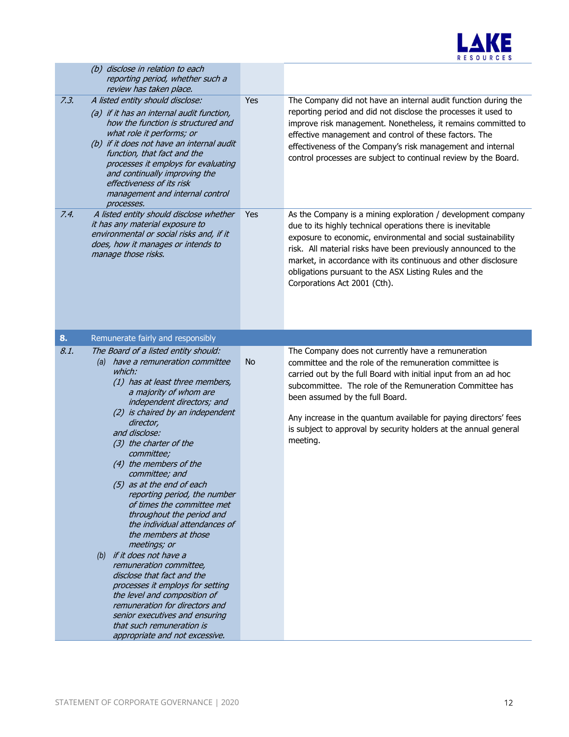| | | | |
|---|---|---|---|
| | *(b) disclose in relation to each reporting period, whether such a review has taken place.* | | |
| *7.3.* | *A listed entity should disclose:*<br>*(a) if it has an internal audit function, how the function is structured and what role it performs; or*<br>*(b) if it does not have an internal audit function, that fact and the processes it employs for evaluating and continually improving the effectiveness of its risk management and internal control processes.* | Yes | The Company did not have an internal audit function during the reporting period and did not disclose the processes it used to improve risk management. Nonetheless, it remains committed to effective management and control of these factors. The effectiveness of the Company's risk management and internal control processes are subject to continual review by the Board. |
| *7.4.* | *A listed entity should disclose whether it has any material exposure to environmental or social risks and, if it does, how it manages or intends to manage those risks.* | Yes | As the Company is a mining exploration / development company due to its highly technical operations there is inevitable exposure to economic, environmental and social sustainability risk. All material risks have been previously announced to the market, in accordance with its continuous and other disclosure obligations pursuant to the ASX Listing Rules and the Corporations Act 2001 (Cth). |
| **8.** | Remunerate fairly and responsibly | | |
| *8.1.* | *The Board of a listed entity should:*<br>*(a) have a remuneration committee which:*<br>*(1) has at least three members, a majority of whom are independent directors; and*<br>*(2) is chaired by an independent director,*<br>*and disclose:*<br>*(3) the charter of the committee;*<br>*(4) the members of the committee; and*<br>*(5) as at the end of each reporting period, the number of times the committee met throughout the period and the individual attendances of the members at those meetings; or*<br>*(b) if it does not have a remuneration committee, disclose that fact and the processes it employs for setting the level and composition of remuneration for directors and senior executives and ensuring that such remuneration is appropriate and not excessive.* | No | The Company does not currently have a remuneration committee and the role of the remuneration committee is carried out by the full Board with initial input from an ad hoc subcommittee. The role of the Remuneration Committee has been assumed by the full Board.<br><br>Any increase in the quantum available for paying directors' fees is subject to approval by security holders at the annual general meeting. |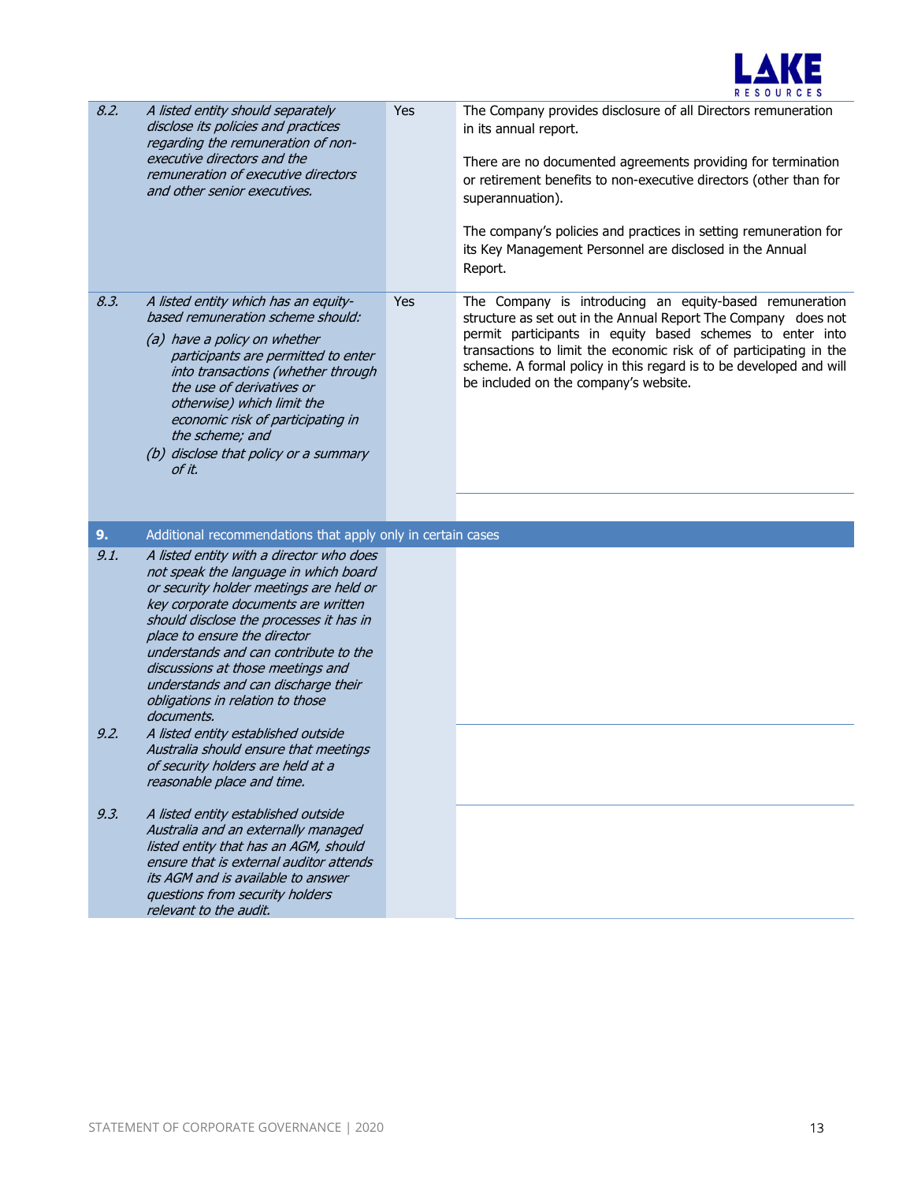| | | | |
|---|---|---|---|
| 8.2. | *A listed entity should separately disclose its policies and practices regarding the remuneration of non-executive directors and the remuneration of executive directors and other senior executives.* | Yes | The Company provides disclosure of all Directors remuneration in its annual report.<br><br>There are no documented agreements providing for termination or retirement benefits to non-executive directors (other than for superannuation).<br><br>The company's policies and practices in setting remuneration for its Key Management Personnel are disclosed in the Annual Report. |
| 8.3. | *A listed entity which has an equity-based remuneration scheme should:*<br>*(a) have a policy on whether participants are permitted to enter into transactions (whether through the use of derivatives or otherwise) which limit the economic risk of participating in the scheme; and*<br>*(b) disclose that policy or a summary of it.* | Yes | The Company is introducing an equity-based remuneration structure as set out in the Annual Report The Company does not permit participants in equity based schemes to enter into transactions to limit the economic risk of of participating in the scheme. A formal policy in this regard is to be developed and will be included on the company's website. |
| **9.** | **Additional recommendations that apply only in certain cases** | | |
| 9.1. | *A listed entity with a director who does not speak the language in which board or security holder meetings are held or key corporate documents are written should disclose the processes it has in place to ensure the director understands and can contribute to the discussions at those meetings and understands and can discharge their obligations in relation to those documents.* | | |
| 9.2. | *A listed entity established outside Australia should ensure that meetings of security holders are held at a reasonable place and time.* | | |
| 9.3. | *A listed entity established outside Australia and an externally managed listed entity that has an AGM, should ensure that is external auditor attends its AGM and is available to answer questions from security holders relevant to the audit.* | | |